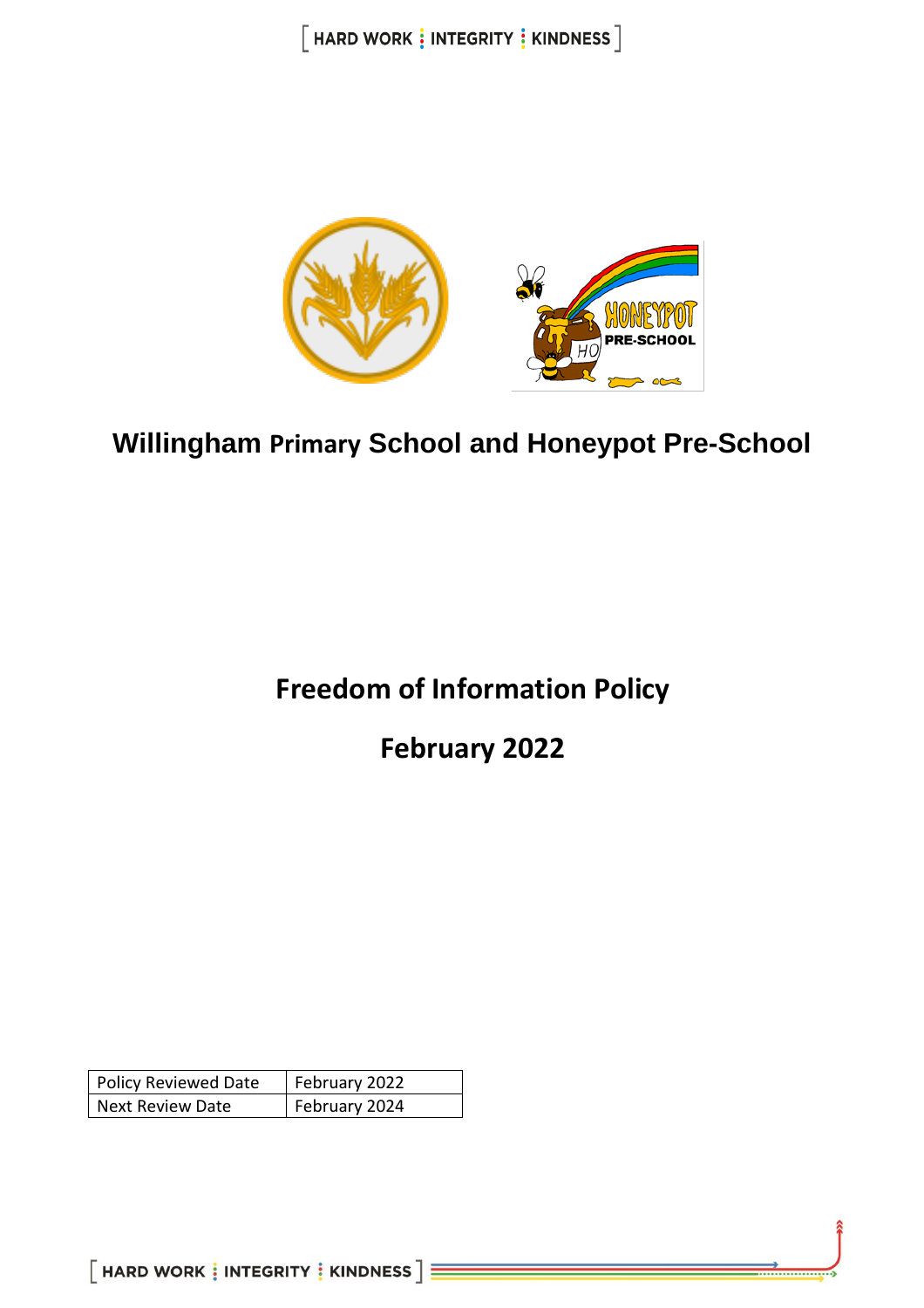# Willingham Primary School and Honeypot Pre-School

## Freedom of Information Policy

## February 2022

| Policy Reviewed Date | February 2022 |
|---|---|
| Next Review Date | February 2024 |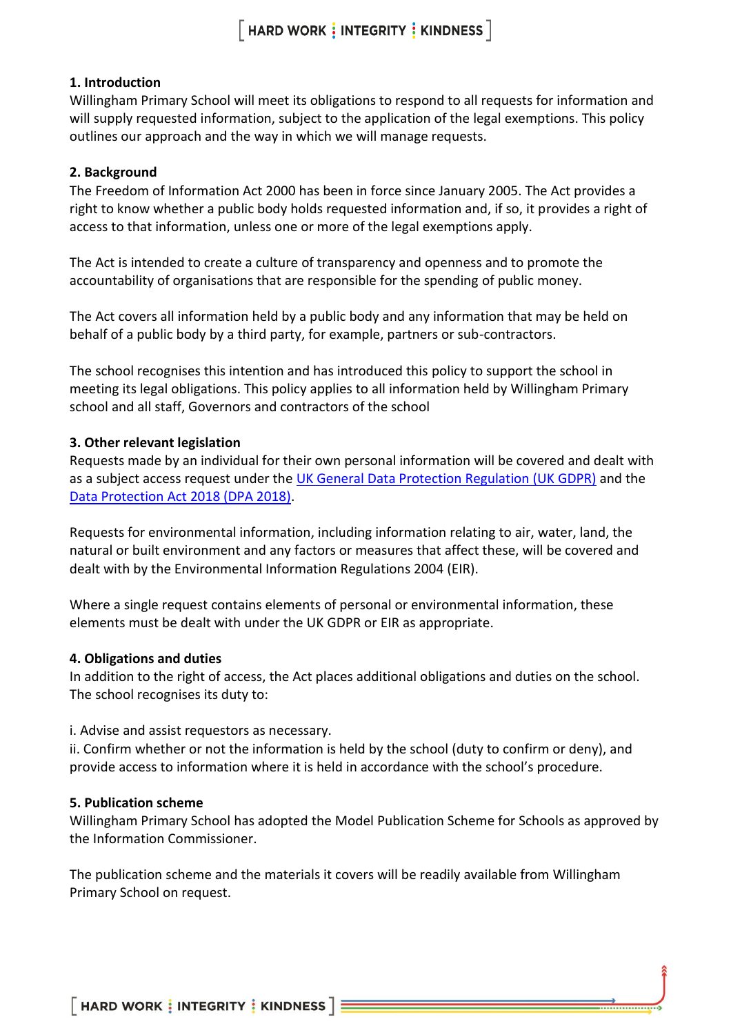## 1. Introduction

Willingham Primary School will meet its obligations to respond to all requests for information and will supply requested information, subject to the application of the legal exemptions. This policy outlines our approach and the way in which we will manage requests.

## 2. Background

The Freedom of Information Act 2000 has been in force since January 2005. The Act provides a right to know whether a public body holds requested information and, if so, it provides a right of access to that information, unless one or more of the legal exemptions apply.

The Act is intended to create a culture of transparency and openness and to promote the accountability of organisations that are responsible for the spending of public money.

The Act covers all information held by a public body and any information that may be held on behalf of a public body by a third party, for example, partners or sub-contractors.

The school recognises this intention and has introduced this policy to support the school in meeting its legal obligations. This policy applies to all information held by Willingham Primary school and all staff, Governors and contractors of the school

## 3. Other relevant legislation

Requests made by an individual for their own personal information will be covered and dealt with as a subject access request under the UK General Data Protection Regulation (UK GDPR) and the Data Protection Act 2018 (DPA 2018).

Requests for environmental information, including information relating to air, water, land, the natural or built environment and any factors or measures that affect these, will be covered and dealt with by the Environmental Information Regulations 2004 (EIR).

Where a single request contains elements of personal or environmental information, these elements must be dealt with under the UK GDPR or EIR as appropriate.

## 4. Obligations and duties

In addition to the right of access, the Act places additional obligations and duties on the school. The school recognises its duty to:

i. Advise and assist requestors as necessary.
ii. Confirm whether or not the information is held by the school (duty to confirm or deny), and provide access to information where it is held in accordance with the school's procedure.

## 5. Publication scheme

Willingham Primary School has adopted the Model Publication Scheme for Schools as approved by the Information Commissioner.

The publication scheme and the materials it covers will be readily available from Willingham Primary School on request.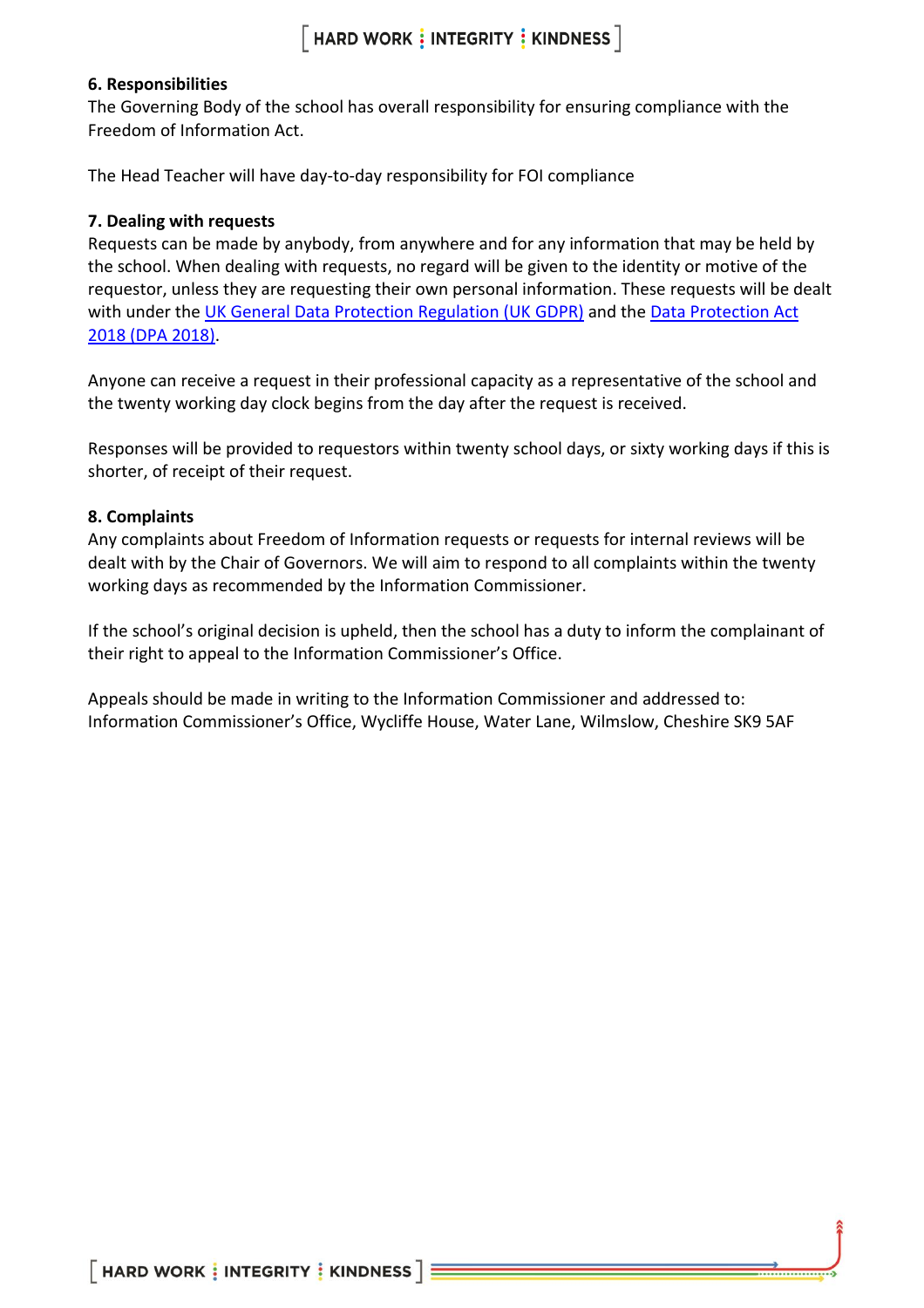**6. Responsibilities**

The Governing Body of the school has overall responsibility for ensuring compliance with the Freedom of Information Act.

The Head Teacher will have day-to-day responsibility for FOI compliance

**7. Dealing with requests**

Requests can be made by anybody, from anywhere and for any information that may be held by the school. When dealing with requests, no regard will be given to the identity or motive of the requestor, unless they are requesting their own personal information. These requests will be dealt with under the UK General Data Protection Regulation (UK GDPR) and the Data Protection Act 2018 (DPA 2018).

Anyone can receive a request in their professional capacity as a representative of the school and the twenty working day clock begins from the day after the request is received.

Responses will be provided to requestors within twenty school days, or sixty working days if this is shorter, of receipt of their request.

**8. Complaints**

Any complaints about Freedom of Information requests or requests for internal reviews will be dealt with by the Chair of Governors. We will aim to respond to all complaints within the twenty working days as recommended by the Information Commissioner.

If the school's original decision is upheld, then the school has a duty to inform the complainant of their right to appeal to the Information Commissioner's Office.

Appeals should be made in writing to the Information Commissioner and addressed to:
Information Commissioner's Office, Wycliffe House, Water Lane, Wilmslow, Cheshire SK9 5AF